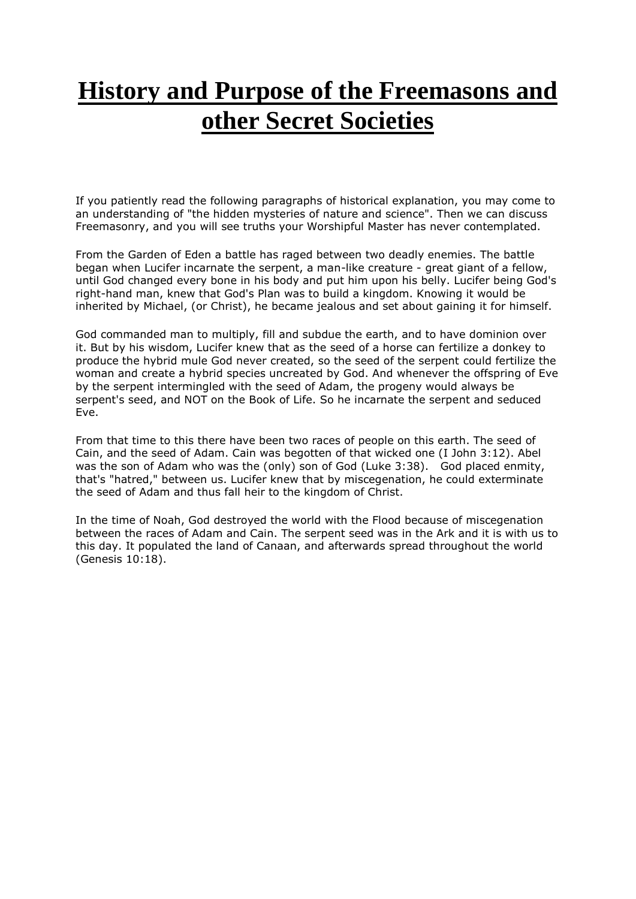# History and Purpose of the Freemasons and other Secret Societies

If you patiently read the following paragraphs of historical explanation, you may come to an understanding of "the hidden mysteries of nature and science". Then we can discuss Freemasonry, and you will see truths your Worshipful Master has never contemplated.

From the Garden of Eden a battle has raged between two deadly enemies. The battle began when Lucifer incarnate the serpent, a man-like creature - great giant of a fellow, until God changed every bone in his body and put him upon his belly. Lucifer being God's right-hand man, knew that God's Plan was to build a kingdom. Knowing it would be inherited by Michael, (or Christ), he became jealous and set about gaining it for himself.

God commanded man to multiply, fill and subdue the earth, and to have dominion over it. But by his wisdom, Lucifer knew that as the seed of a horse can fertilize a donkey to produce the hybrid mule God never created, so the seed of the serpent could fertilize the woman and create a hybrid species uncreated by God. And whenever the offspring of Eve by the serpent intermingled with the seed of Adam, the progeny would always be serpent's seed, and NOT on the Book of Life. So he incarnate the serpent and seduced Eve.

From that time to this there have been two races of people on this earth. The seed of Cain, and the seed of Adam. Cain was begotten of that wicked one (I John 3:12). Abel was the son of Adam who was the (only) son of God (Luke 3:38). God placed enmity, that's "hatred," between us. Lucifer knew that by miscegenation, he could exterminate the seed of Adam and thus fall heir to the kingdom of Christ.

In the time of Noah, God destroyed the world with the Flood because of miscegenation between the races of Adam and Cain. The serpent seed was in the Ark and it is with us to this day. It populated the land of Canaan, and afterwards spread throughout the world (Genesis 10:18).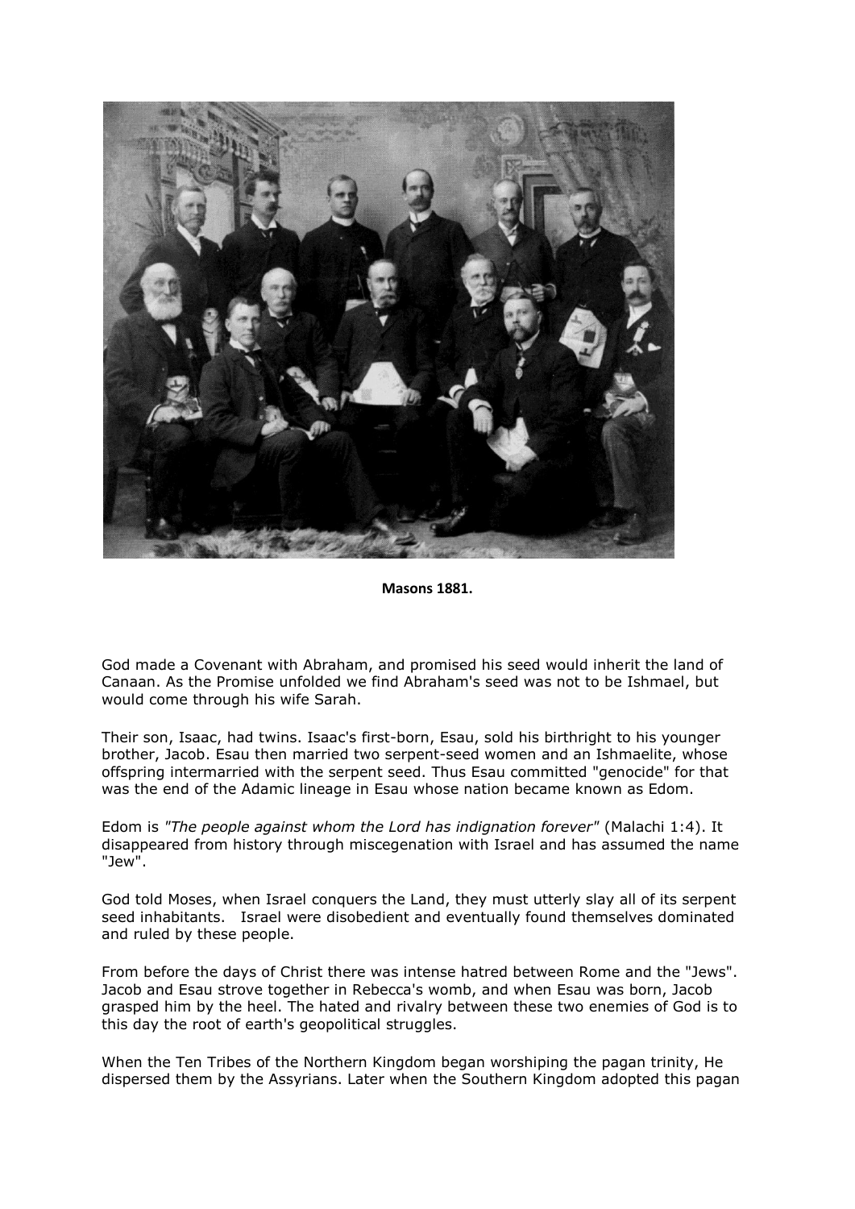**Masons 1881.**

God made a Covenant with Abraham, and promised his seed would inherit the land of Canaan. As the Promise unfolded we find Abraham's seed was not to be Ishmael, but would come through his wife Sarah.

Their son, Isaac, had twins. Isaac's first-born, Esau, sold his birthright to his younger brother, Jacob. Esau then married two serpent-seed women and an Ishmaelite, whose offspring intermarried with the serpent seed. Thus Esau committed "genocide" for that was the end of the Adamic lineage in Esau whose nation became known as Edom.

Edom is *"The people against whom the Lord has indignation forever"* (Malachi 1:4). It disappeared from history through miscegenation with Israel and has assumed the name "Jew".

God told Moses, when Israel conquers the Land, they must utterly slay all of its serpent seed inhabitants. Israel were disobedient and eventually found themselves dominated and ruled by these people.

From before the days of Christ there was intense hatred between Rome and the "Jews". Jacob and Esau strove together in Rebecca's womb, and when Esau was born, Jacob grasped him by the heel. The hated and rivalry between these two enemies of God is to this day the root of earth's geopolitical struggles.

When the Ten Tribes of the Northern Kingdom began worshiping the pagan trinity, He dispersed them by the Assyrians. Later when the Southern Kingdom adopted this pagan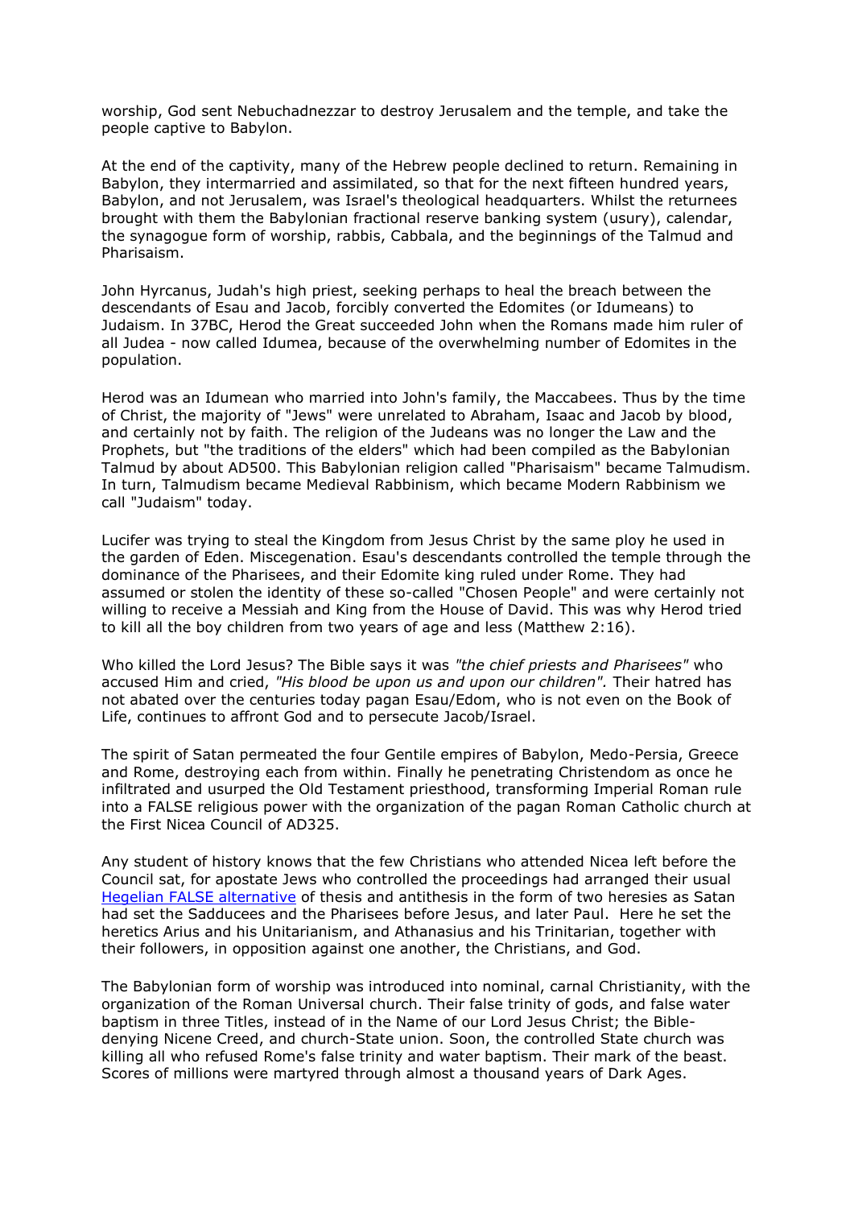worship, God sent Nebuchadnezzar to destroy Jerusalem and the temple, and take the people captive to Babylon.

At the end of the captivity, many of the Hebrew people declined to return. Remaining in Babylon, they intermarried and assimilated, so that for the next fifteen hundred years, Babylon, and not Jerusalem, was Israel's theological headquarters. Whilst the returnees brought with them the Babylonian fractional reserve banking system (usury), calendar, the synagogue form of worship, rabbis, Cabbala, and the beginnings of the Talmud and Pharisaism.

John Hyrcanus, Judah's high priest, seeking perhaps to heal the breach between the descendants of Esau and Jacob, forcibly converted the Edomites (or Idumeans) to Judaism. In 37BC, Herod the Great succeeded John when the Romans made him ruler of all Judea - now called Idumea, because of the overwhelming number of Edomites in the population.

Herod was an Idumean who married into John's family, the Maccabees. Thus by the time of Christ, the majority of "Jews" were unrelated to Abraham, Isaac and Jacob by blood, and certainly not by faith. The religion of the Judeans was no longer the Law and the Prophets, but "the traditions of the elders" which had been compiled as the Babylonian Talmud by about AD500. This Babylonian religion called "Pharisaism" became Talmudism. In turn, Talmudism became Medieval Rabbinism, which became Modern Rabbinism we call "Judaism" today.

Lucifer was trying to steal the Kingdom from Jesus Christ by the same ploy he used in the garden of Eden. Miscegenation. Esau's descendants controlled the temple through the dominance of the Pharisees, and their Edomite king ruled under Rome. They had assumed or stolen the identity of these so-called "Chosen People" and were certainly not willing to receive a Messiah and King from the House of David. This was why Herod tried to kill all the boy children from two years of age and less (Matthew 2:16).

Who killed the Lord Jesus? The Bible says it was *"the chief priests and Pharisees"* who accused Him and cried, *"His blood be upon us and upon our children".* Their hatred has not abated over the centuries today pagan Esau/Edom, who is not even on the Book of Life, continues to affront God and to persecute Jacob/Israel.

The spirit of Satan permeated the four Gentile empires of Babylon, Medo-Persia, Greece and Rome, destroying each from within. Finally he penetrating Christendom as once he infiltrated and usurped the Old Testament priesthood, transforming Imperial Roman rule into a FALSE religious power with the organization of the pagan Roman Catholic church at the First Nicea Council of AD325.

Any student of history knows that the few Christians who attended Nicea left before the Council sat, for apostate Jews who controlled the proceedings had arranged their usual Hegelian FALSE alternative of thesis and antithesis in the form of two heresies as Satan had set the Sadducees and the Pharisees before Jesus, and later Paul. Here he set the heretics Arius and his Unitarianism, and Athanasius and his Trinitarian, together with their followers, in opposition against one another, the Christians, and God.

The Babylonian form of worship was introduced into nominal, carnal Christianity, with the organization of the Roman Universal church. Their false trinity of gods, and false water baptism in three Titles, instead of in the Name of our Lord Jesus Christ; the Bible-denying Nicene Creed, and church-State union. Soon, the controlled State church was killing all who refused Rome's false trinity and water baptism. Their mark of the beast. Scores of millions were martyred through almost a thousand years of Dark Ages.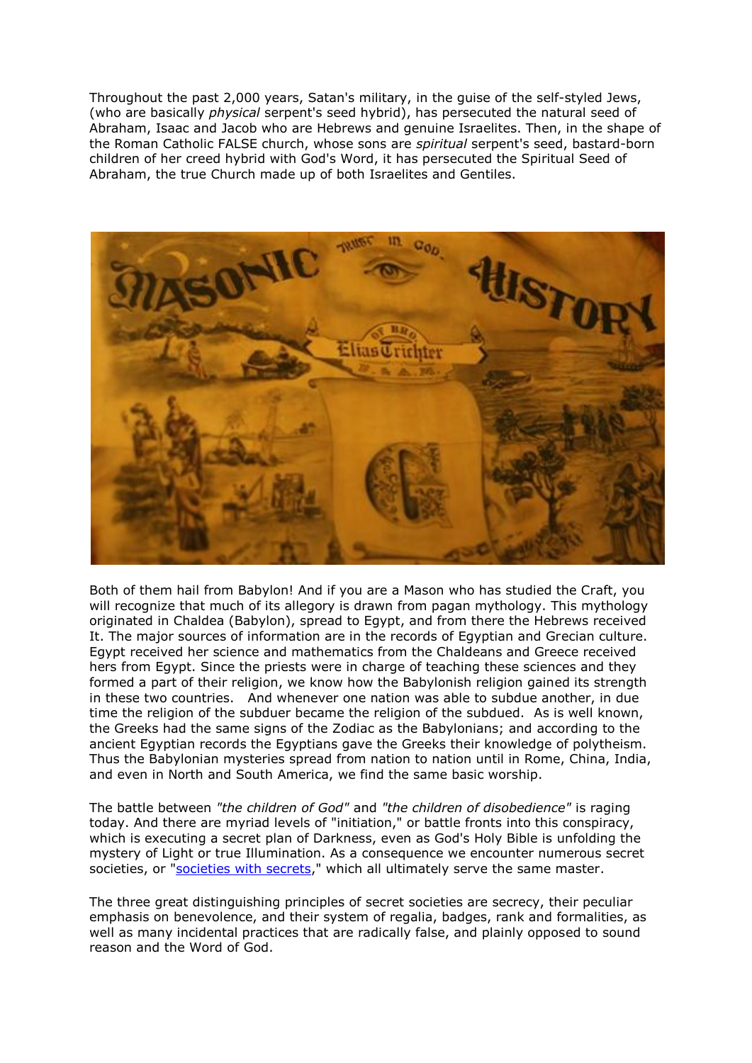Throughout the past 2,000 years, Satan's military, in the guise of the self-styled Jews, (who are basically *physical* serpent's seed hybrid), has persecuted the natural seed of Abraham, Isaac and Jacob who are Hebrews and genuine Israelites. Then, in the shape of the Roman Catholic FALSE church, whose sons are *spiritual* serpent's seed, bastard-born children of her creed hybrid with God's Word, it has persecuted the Spiritual Seed of Abraham, the true Church made up of both Israelites and Gentiles.

Both of them hail from Babylon! And if you are a Mason who has studied the Craft, you will recognize that much of its allegory is drawn from pagan mythology. This mythology originated in Chaldea (Babylon), spread to Egypt, and from there the Hebrews received It. The major sources of information are in the records of Egyptian and Grecian culture. Egypt received her science and mathematics from the Chaldeans and Greece received hers from Egypt. Since the priests were in charge of teaching these sciences and they formed a part of their religion, we know how the Babylonish religion gained its strength in these two countries. And whenever one nation was able to subdue another, in due time the religion of the subduer became the religion of the subdued. As is well known, the Greeks had the same signs of the Zodiac as the Babylonians; and according to the ancient Egyptian records the Egyptians gave the Greeks their knowledge of polytheism. Thus the Babylonian mysteries spread from nation to nation until in Rome, China, India, and even in North and South America, we find the same basic worship.

The battle between *"the children of God"* and *"the children of disobedience"* is raging today. And there are myriad levels of "initiation," or battle fronts into this conspiracy, which is executing a secret plan of Darkness, even as God's Holy Bible is unfolding the mystery of Light or true Illumination. As a consequence we encounter numerous secret societies, or "societies with secrets," which all ultimately serve the same master.

The three great distinguishing principles of secret societies are secrecy, their peculiar emphasis on benevolence, and their system of regalia, badges, rank and formalities, as well as many incidental practices that are radically false, and plainly opposed to sound reason and the Word of God.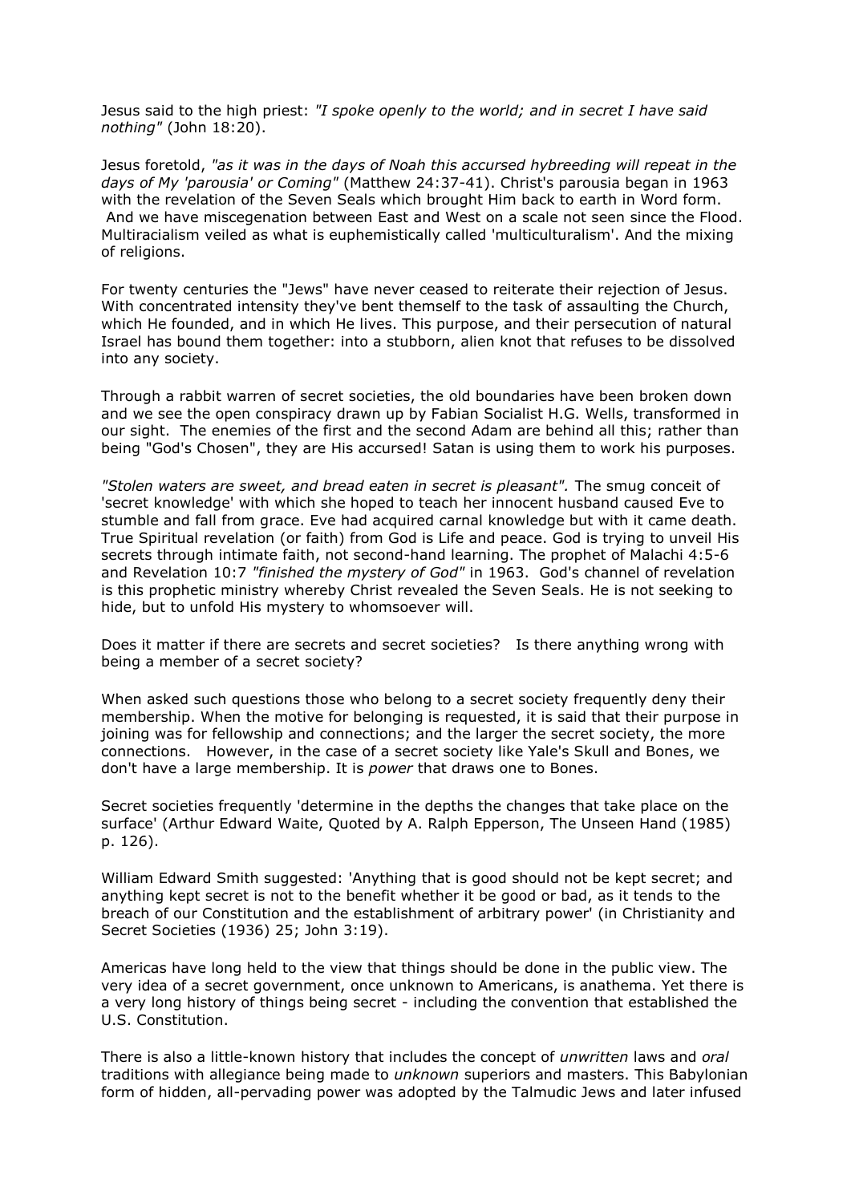Jesus said to the high priest: *"I spoke openly to the world; and in secret I have said nothing"* (John 18:20).

Jesus foretold, *"as it was in the days of Noah this accursed hybreeding will repeat in the days of My 'parousia' or Coming"* (Matthew 24:37-41). Christ's parousia began in 1963 with the revelation of the Seven Seals which brought Him back to earth in Word form. And we have miscegenation between East and West on a scale not seen since the Flood. Multiracialism veiled as what is euphemistically called 'multiculturalism'. And the mixing of religions.

For twenty centuries the "Jews" have never ceased to reiterate their rejection of Jesus. With concentrated intensity they've bent themself to the task of assaulting the Church, which He founded, and in which He lives. This purpose, and their persecution of natural Israel has bound them together: into a stubborn, alien knot that refuses to be dissolved into any society.

Through a rabbit warren of secret societies, the old boundaries have been broken down and we see the open conspiracy drawn up by Fabian Socialist H.G. Wells, transformed in our sight. The enemies of the first and the second Adam are behind all this; rather than being "God's Chosen", they are His accursed! Satan is using them to work his purposes.

*"Stolen waters are sweet, and bread eaten in secret is pleasant".* The smug conceit of 'secret knowledge' with which she hoped to teach her innocent husband caused Eve to stumble and fall from grace. Eve had acquired carnal knowledge but with it came death. True Spiritual revelation (or faith) from God is Life and peace. God is trying to unveil His secrets through intimate faith, not second-hand learning. The prophet of Malachi 4:5-6 and Revelation 10:7 *"finished the mystery of God"* in 1963. God's channel of revelation is this prophetic ministry whereby Christ revealed the Seven Seals. He is not seeking to hide, but to unfold His mystery to whomsoever will.

Does it matter if there are secrets and secret societies? Is there anything wrong with being a member of a secret society?

When asked such questions those who belong to a secret society frequently deny their membership. When the motive for belonging is requested, it is said that their purpose in joining was for fellowship and connections; and the larger the secret society, the more connections. However, in the case of a secret society like Yale's Skull and Bones, we don't have a large membership. It is *power* that draws one to Bones.

Secret societies frequently 'determine in the depths the changes that take place on the surface' (Arthur Edward Waite, Quoted by A. Ralph Epperson, The Unseen Hand (1985) p. 126).

William Edward Smith suggested: 'Anything that is good should not be kept secret; and anything kept secret is not to the benefit whether it be good or bad, as it tends to the breach of our Constitution and the establishment of arbitrary power' (in Christianity and Secret Societies (1936) 25; John 3:19).

Americas have long held to the view that things should be done in the public view. The very idea of a secret government, once unknown to Americans, is anathema. Yet there is a very long history of things being secret - including the convention that established the U.S. Constitution.

There is also a little-known history that includes the concept of *unwritten* laws and *oral* traditions with allegiance being made to *unknown* superiors and masters. This Babylonian form of hidden, all-pervading power was adopted by the Talmudic Jews and later infused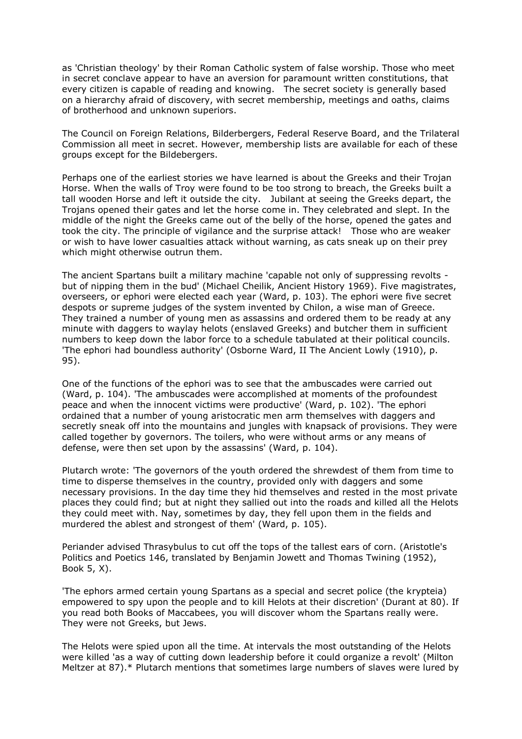as 'Christian theology' by their Roman Catholic system of false worship. Those who meet in secret conclave appear to have an aversion for paramount written constitutions, that every citizen is capable of reading and knowing. The secret society is generally based on a hierarchy afraid of discovery, with secret membership, meetings and oaths, claims of brotherhood and unknown superiors.

The Council on Foreign Relations, Bilderbergers, Federal Reserve Board, and the Trilateral Commission all meet in secret. However, membership lists are available for each of these groups except for the Bildebergers.

Perhaps one of the earliest stories we have learned is about the Greeks and their Trojan Horse. When the walls of Troy were found to be too strong to breach, the Greeks built a tall wooden Horse and left it outside the city. Jubilant at seeing the Greeks depart, the Trojans opened their gates and let the horse come in. They celebrated and slept. In the middle of the night the Greeks came out of the belly of the horse, opened the gates and took the city. The principle of vigilance and the surprise attack! Those who are weaker or wish to have lower casualties attack without warning, as cats sneak up on their prey which might otherwise outrun them.

The ancient Spartans built a military machine 'capable not only of suppressing revolts - but of nipping them in the bud' (Michael Cheilik, Ancient History 1969). Five magistrates, overseers, or ephori were elected each year (Ward, p. 103). The ephori were five secret despots or supreme judges of the system invented by Chilon, a wise man of Greece. They trained a number of young men as assassins and ordered them to be ready at any minute with daggers to waylay helots (enslaved Greeks) and butcher them in sufficient numbers to keep down the labor force to a schedule tabulated at their political councils. 'The ephori had boundless authority' (Osborne Ward, II The Ancient Lowly (1910), p. 95).

One of the functions of the ephori was to see that the ambuscades were carried out (Ward, p. 104). 'The ambuscades were accomplished at moments of the profoundest peace and when the innocent victims were productive' (Ward, p. 102). 'The ephori ordained that a number of young aristocratic men arm themselves with daggers and secretly sneak off into the mountains and jungles with knapsack of provisions. They were called together by governors. The toilers, who were without arms or any means of defense, were then set upon by the assassins' (Ward, p. 104).

Plutarch wrote: 'The governors of the youth ordered the shrewdest of them from time to time to disperse themselves in the country, provided only with daggers and some necessary provisions. In the day time they hid themselves and rested in the most private places they could find; but at night they sallied out into the roads and killed all the Helots they could meet with. Nay, sometimes by day, they fell upon them in the fields and murdered the ablest and strongest of them' (Ward, p. 105).

Periander advised Thrasybulus to cut off the tops of the tallest ears of corn. (Aristotle's Politics and Poetics 146, translated by Benjamin Jowett and Thomas Twining (1952), Book 5, X).

'The ephors armed certain young Spartans as a special and secret police (the krypteia) empowered to spy upon the people and to kill Helots at their discretion' (Durant at 80). If you read both Books of Maccabees, you will discover whom the Spartans really were. They were not Greeks, but Jews.

The Helots were spied upon all the time. At intervals the most outstanding of the Helots were killed 'as a way of cutting down leadership before it could organize a revolt' (Milton Meltzer at 87).* Plutarch mentions that sometimes large numbers of slaves were lured by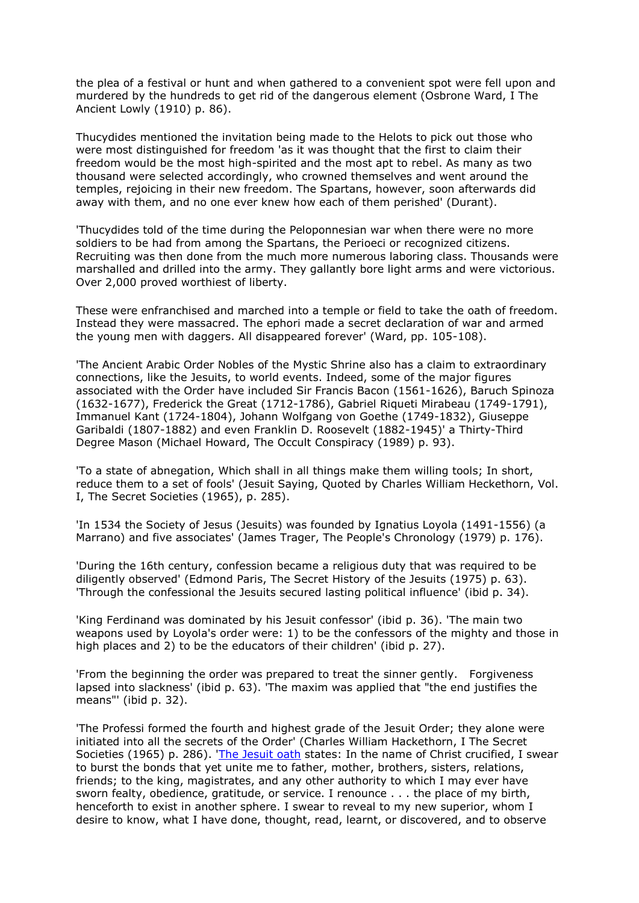the plea of a festival or hunt and when gathered to a convenient spot were fell upon and murdered by the hundreds to get rid of the dangerous element (Osbrone Ward, I The Ancient Lowly (1910) p. 86).

Thucydides mentioned the invitation being made to the Helots to pick out those who were most distinguished for freedom 'as it was thought that the first to claim their freedom would be the most high-spirited and the most apt to rebel. As many as two thousand were selected accordingly, who crowned themselves and went around the temples, rejoicing in their new freedom. The Spartans, however, soon afterwards did away with them, and no one ever knew how each of them perished' (Durant).

'Thucydides told of the time during the Peloponnesian war when there were no more soldiers to be had from among the Spartans, the Perioeci or recognized citizens. Recruiting was then done from the much more numerous laboring class. Thousands were marshalled and drilled into the army. They gallantly bore light arms and were victorious. Over 2,000 proved worthiest of liberty.

These were enfranchised and marched into a temple or field to take the oath of freedom. Instead they were massacred. The ephori made a secret declaration of war and armed the young men with daggers. All disappeared forever' (Ward, pp. 105-108).

'The Ancient Arabic Order Nobles of the Mystic Shrine also has a claim to extraordinary connections, like the Jesuits, to world events. Indeed, some of the major figures associated with the Order have included Sir Francis Bacon (1561-1626), Baruch Spinoza (1632-1677), Frederick the Great (1712-1786), Gabriel Riqueti Mirabeau (1749-1791), Immanuel Kant (1724-1804), Johann Wolfgang von Goethe (1749-1832), Giuseppe Garibaldi (1807-1882) and even Franklin D. Roosevelt (1882-1945)' a Thirty-Third Degree Mason (Michael Howard, The Occult Conspiracy (1989) p. 93).

'To a state of abnegation, Which shall in all things make them willing tools; In short, reduce them to a set of fools' (Jesuit Saying, Quoted by Charles William Heckethorn, Vol. I, The Secret Societies (1965), p. 285).

'In 1534 the Society of Jesus (Jesuits) was founded by Ignatius Loyola (1491-1556) (a Marrano) and five associates' (James Trager, The People's Chronology (1979) p. 176).

'During the 16th century, confession became a religious duty that was required to be diligently observed' (Edmond Paris, The Secret History of the Jesuits (1975) p. 63). 'Through the confessional the Jesuits secured lasting political influence' (ibid p. 34).

'King Ferdinand was dominated by his Jesuit confessor' (ibid p. 36). 'The main two weapons used by Loyola's order were: 1) to be the confessors of the mighty and those in high places and 2) to be the educators of their children' (ibid p. 27).

'From the beginning the order was prepared to treat the sinner gently. Forgiveness lapsed into slackness' (ibid p. 63). 'The maxim was applied that "the end justifies the means"' (ibid p. 32).

'The Professi formed the fourth and highest grade of the Jesuit Order; they alone were initiated into all the secrets of the Order' (Charles William Hackethorn, I The Secret Societies (1965) p. 286). 'The Jesuit oath states: In the name of Christ crucified, I swear to burst the bonds that yet unite me to father, mother, brothers, sisters, relations, friends; to the king, magistrates, and any other authority to which I may ever have sworn fealty, obedience, gratitude, or service. I renounce . . . the place of my birth, henceforth to exist in another sphere. I swear to reveal to my new superior, whom I desire to know, what I have done, thought, read, learnt, or discovered, and to observe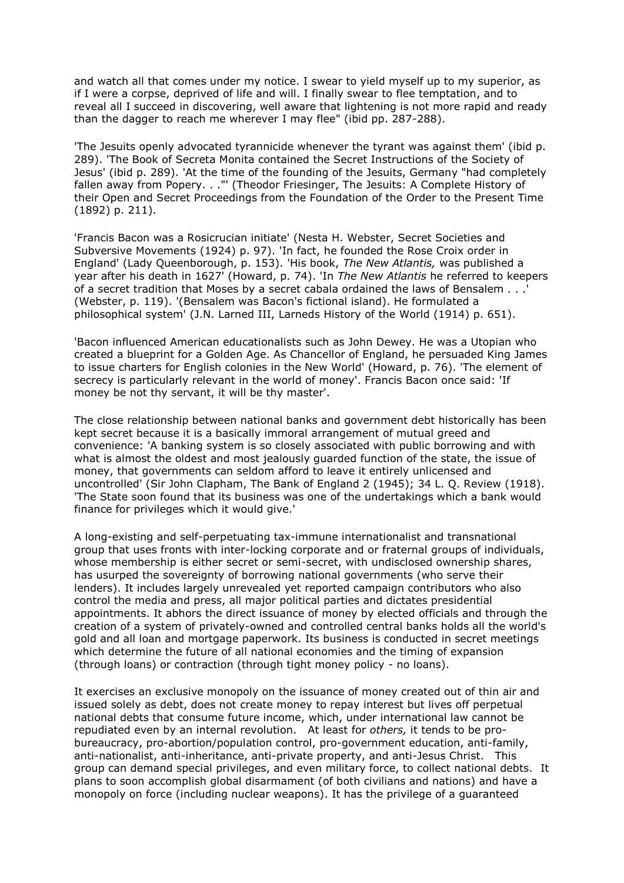and watch all that comes under my notice. I swear to yield myself up to my superior, as if I were a corpse, deprived of life and will. I finally swear to flee temptation, and to reveal all I succeed in discovering, well aware that lightening is not more rapid and ready than the dagger to reach me wherever I may flee" (ibid pp. 287-288).

'The Jesuits openly advocated tyrannicide whenever the tyrant was against them' (ibid p. 289). 'The Book of Secreta Monita contained the Secret Instructions of the Society of Jesus' (ibid p. 289). 'At the time of the founding of the Jesuits, Germany "had completely fallen away from Popery. . ."' (Theodor Friesinger, The Jesuits: A Complete History of their Open and Secret Proceedings from the Foundation of the Order to the Present Time (1892) p. 211).

'Francis Bacon was a Rosicrucian initiate' (Nesta H. Webster, Secret Societies and Subversive Movements (1924) p. 97). 'In fact, he founded the Rose Croix order in England' (Lady Queenborough, p. 153). 'His book, *The New Atlantis,* was published a year after his death in 1627' (Howard, p. 74). 'In *The New Atlantis* he referred to keepers of a secret tradition that Moses by a secret cabala ordained the laws of Bensalem . . .' (Webster, p. 119). '(Bensalem was Bacon's fictional island). He formulated a philosophical system' (J.N. Larned III, Larneds History of the World (1914) p. 651).

'Bacon influenced American educationalists such as John Dewey. He was a Utopian who created a blueprint for a Golden Age. As Chancellor of England, he persuaded King James to issue charters for English colonies in the New World' (Howard, p. 76). 'The element of secrecy is particularly relevant in the world of money'. Francis Bacon once said: 'If money be not thy servant, it will be thy master'.

The close relationship between national banks and government debt historically has been kept secret because it is a basically immoral arrangement of mutual greed and convenience: 'A banking system is so closely associated with public borrowing and with what is almost the oldest and most jealously guarded function of the state, the issue of money, that governments can seldom afford to leave it entirely unlicensed and uncontrolled' (Sir John Clapham, The Bank of England 2 (1945); 34 L. Q. Review (1918). 'The State soon found that its business was one of the undertakings which a bank would finance for privileges which it would give.'

A long-existing and self-perpetuating tax-immune internationalist and transnational group that uses fronts with inter-locking corporate and or fraternal groups of individuals, whose membership is either secret or semi-secret, with undisclosed ownership shares, has usurped the sovereignty of borrowing national governments (who serve their lenders). It includes largely unrevealed yet reported campaign contributors who also control the media and press, all major political parties and dictates presidential appointments. It abhors the direct issuance of money by elected officials and through the creation of a system of privately-owned and controlled central banks holds all the world's gold and all loan and mortgage paperwork. Its business is conducted in secret meetings which determine the future of all national economies and the timing of expansion (through loans) or contraction (through tight money policy - no loans).

It exercises an exclusive monopoly on the issuance of money created out of thin air and issued solely as debt, does not create money to repay interest but lives off perpetual national debts that consume future income, which, under international law cannot be repudiated even by an internal revolution. At least for *others,* it tends to be pro-bureaucracy, pro-abortion/population control, pro-government education, anti-family, anti-nationalist, anti-inheritance, anti-private property, and anti-Jesus Christ. This group can demand special privileges, and even military force, to collect national debts. It plans to soon accomplish global disarmament (of both civilians and nations) and have a monopoly on force (including nuclear weapons). It has the privilege of a guaranteed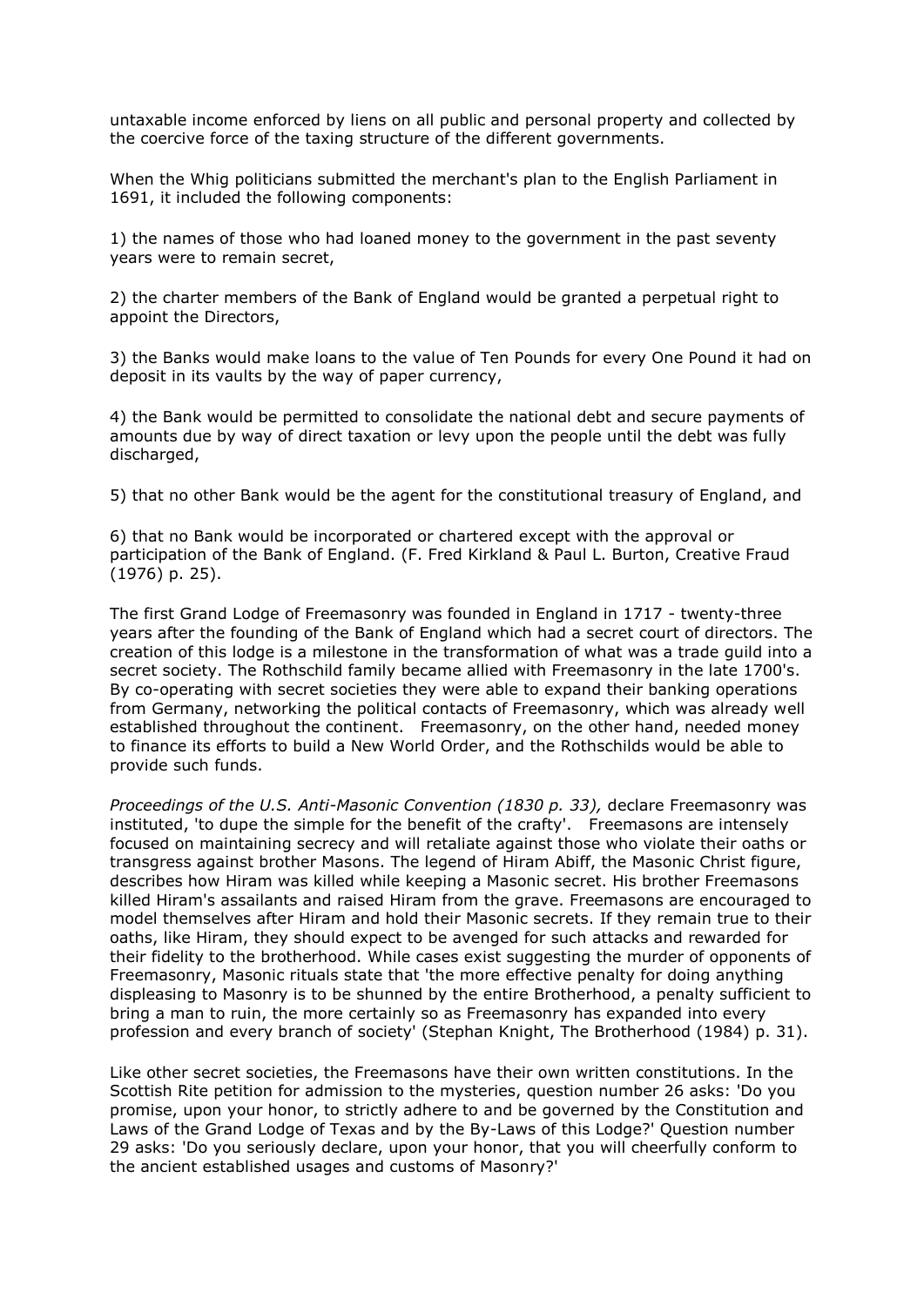untaxable income enforced by liens on all public and personal property and collected by the coercive force of the taxing structure of the different governments.

When the Whig politicians submitted the merchant's plan to the English Parliament in 1691, it included the following components:

1) the names of those who had loaned money to the government in the past seventy years were to remain secret,

2) the charter members of the Bank of England would be granted a perpetual right to appoint the Directors,

3) the Banks would make loans to the value of Ten Pounds for every One Pound it had on deposit in its vaults by the way of paper currency,

4) the Bank would be permitted to consolidate the national debt and secure payments of amounts due by way of direct taxation or levy upon the people until the debt was fully discharged,

5) that no other Bank would be the agent for the constitutional treasury of England, and

6) that no Bank would be incorporated or chartered except with the approval or participation of the Bank of England. (F. Fred Kirkland & Paul L. Burton, Creative Fraud (1976) p. 25).

The first Grand Lodge of Freemasonry was founded in England in 1717 - twenty-three years after the founding of the Bank of England which had a secret court of directors. The creation of this lodge is a milestone in the transformation of what was a trade guild into a secret society. The Rothschild family became allied with Freemasonry in the late 1700's. By co-operating with secret societies they were able to expand their banking operations from Germany, networking the political contacts of Freemasonry, which was already well established throughout the continent. Freemasonry, on the other hand, needed money to finance its efforts to build a New World Order, and the Rothschilds would be able to provide such funds.

*Proceedings of the U.S. Anti-Masonic Convention (1830 p. 33),* declare Freemasonry was instituted, 'to dupe the simple for the benefit of the crafty'. Freemasons are intensely focused on maintaining secrecy and will retaliate against those who violate their oaths or transgress against brother Masons. The legend of Hiram Abiff, the Masonic Christ figure, describes how Hiram was killed while keeping a Masonic secret. His brother Freemasons killed Hiram's assailants and raised Hiram from the grave. Freemasons are encouraged to model themselves after Hiram and hold their Masonic secrets. If they remain true to their oaths, like Hiram, they should expect to be avenged for such attacks and rewarded for their fidelity to the brotherhood. While cases exist suggesting the murder of opponents of Freemasonry, Masonic rituals state that 'the more effective penalty for doing anything displeasing to Masonry is to be shunned by the entire Brotherhood, a penalty sufficient to bring a man to ruin, the more certainly so as Freemasonry has expanded into every profession and every branch of society' (Stephan Knight, The Brotherhood (1984) p. 31).

Like other secret societies, the Freemasons have their own written constitutions. In the Scottish Rite petition for admission to the mysteries, question number 26 asks: 'Do you promise, upon your honor, to strictly adhere to and be governed by the Constitution and Laws of the Grand Lodge of Texas and by the By-Laws of this Lodge?' Question number 29 asks: 'Do you seriously declare, upon your honor, that you will cheerfully conform to the ancient established usages and customs of Masonry?'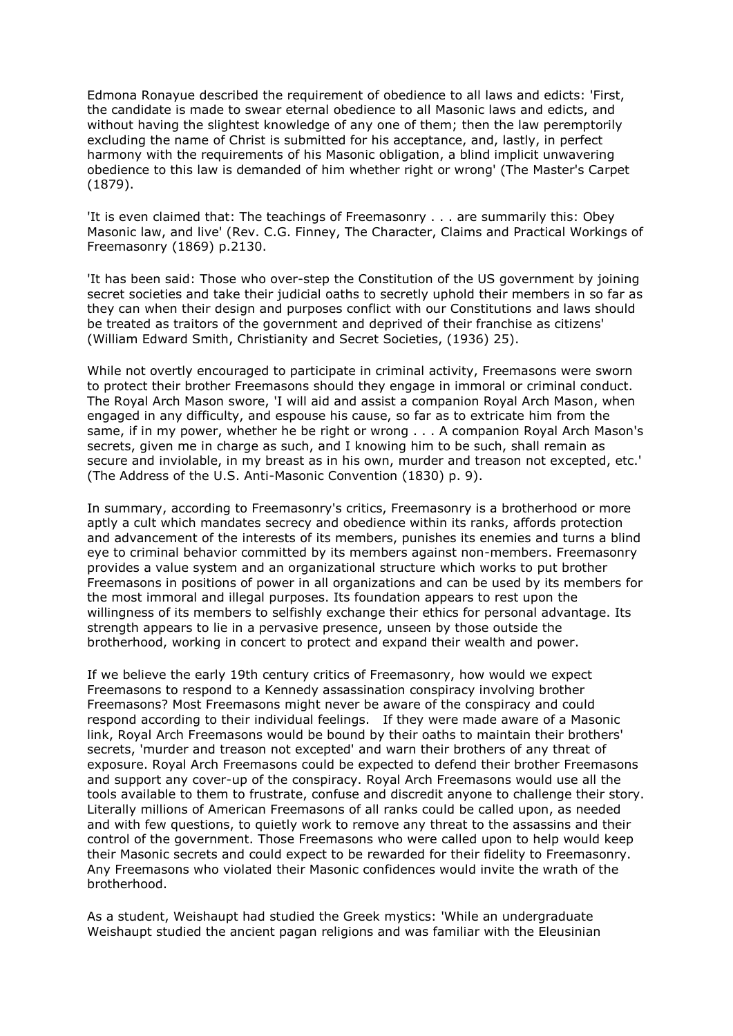Edmona Ronayue described the requirement of obedience to all laws and edicts: 'First, the candidate is made to swear eternal obedience to all Masonic laws and edicts, and without having the slightest knowledge of any one of them; then the law peremptorily excluding the name of Christ is submitted for his acceptance, and, lastly, in perfect harmony with the requirements of his Masonic obligation, a blind implicit unwavering obedience to this law is demanded of him whether right or wrong' (The Master's Carpet (1879).

'It is even claimed that: The teachings of Freemasonry . . . are summarily this: Obey Masonic law, and live' (Rev. C.G. Finney, The Character, Claims and Practical Workings of Freemasonry (1869) p.2130.

'It has been said: Those who over-step the Constitution of the US government by joining secret societies and take their judicial oaths to secretly uphold their members in so far as they can when their design and purposes conflict with our Constitutions and laws should be treated as traitors of the government and deprived of their franchise as citizens' (William Edward Smith, Christianity and Secret Societies, (1936) 25).

While not overtly encouraged to participate in criminal activity, Freemasons were sworn to protect their brother Freemasons should they engage in immoral or criminal conduct. The Royal Arch Mason swore, 'I will aid and assist a companion Royal Arch Mason, when engaged in any difficulty, and espouse his cause, so far as to extricate him from the same, if in my power, whether he be right or wrong . . . A companion Royal Arch Mason's secrets, given me in charge as such, and I knowing him to be such, shall remain as secure and inviolable, in my breast as in his own, murder and treason not excepted, etc.' (The Address of the U.S. Anti-Masonic Convention (1830) p. 9).

In summary, according to Freemasonry's critics, Freemasonry is a brotherhood or more aptly a cult which mandates secrecy and obedience within its ranks, affords protection and advancement of the interests of its members, punishes its enemies and turns a blind eye to criminal behavior committed by its members against non-members. Freemasonry provides a value system and an organizational structure which works to put brother Freemasons in positions of power in all organizations and can be used by its members for the most immoral and illegal purposes. Its foundation appears to rest upon the willingness of its members to selfishly exchange their ethics for personal advantage. Its strength appears to lie in a pervasive presence, unseen by those outside the brotherhood, working in concert to protect and expand their wealth and power.

If we believe the early 19th century critics of Freemasonry, how would we expect Freemasons to respond to a Kennedy assassination conspiracy involving brother Freemasons? Most Freemasons might never be aware of the conspiracy and could respond according to their individual feelings. If they were made aware of a Masonic link, Royal Arch Freemasons would be bound by their oaths to maintain their brothers' secrets, 'murder and treason not excepted' and warn their brothers of any threat of exposure. Royal Arch Freemasons could be expected to defend their brother Freemasons and support any cover-up of the conspiracy. Royal Arch Freemasons would use all the tools available to them to frustrate, confuse and discredit anyone to challenge their story. Literally millions of American Freemasons of all ranks could be called upon, as needed and with few questions, to quietly work to remove any threat to the assassins and their control of the government. Those Freemasons who were called upon to help would keep their Masonic secrets and could expect to be rewarded for their fidelity to Freemasonry. Any Freemasons who violated their Masonic confidences would invite the wrath of the brotherhood.

As a student, Weishaupt had studied the Greek mystics: 'While an undergraduate Weishaupt studied the ancient pagan religions and was familiar with the Eleusinian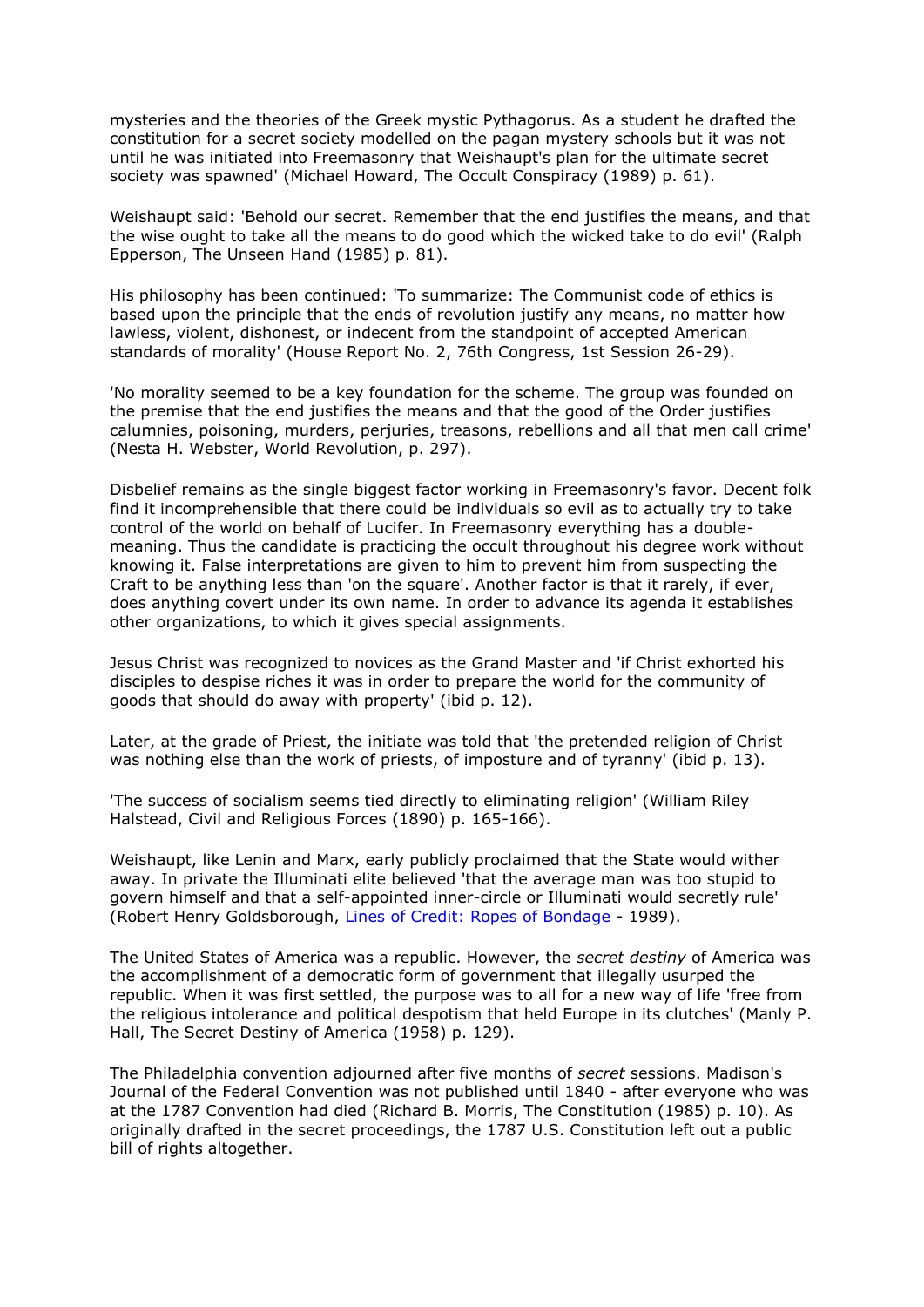mysteries and the theories of the Greek mystic Pythagorus. As a student he drafted the constitution for a secret society modelled on the pagan mystery schools but it was not until he was initiated into Freemasonry that Weishaupt's plan for the ultimate secret society was spawned' (Michael Howard, The Occult Conspiracy (1989) p. 61).

Weishaupt said: 'Behold our secret. Remember that the end justifies the means, and that the wise ought to take all the means to do good which the wicked take to do evil' (Ralph Epperson, The Unseen Hand (1985) p. 81).

His philosophy has been continued: 'To summarize: The Communist code of ethics is based upon the principle that the ends of revolution justify any means, no matter how lawless, violent, dishonest, or indecent from the standpoint of accepted American standards of morality' (House Report No. 2, 76th Congress, 1st Session 26-29).

'No morality seemed to be a key foundation for the scheme. The group was founded on the premise that the end justifies the means and that the good of the Order justifies calumnies, poisoning, murders, perjuries, treasons, rebellions and all that men call crime' (Nesta H. Webster, World Revolution, p. 297).

Disbelief remains as the single biggest factor working in Freemasonry's favor. Decent folk find it incomprehensible that there could be individuals so evil as to actually try to take control of the world on behalf of Lucifer. In Freemasonry everything has a double-meaning. Thus the candidate is practicing the occult throughout his degree work without knowing it. False interpretations are given to him to prevent him from suspecting the Craft to be anything less than 'on the square'. Another factor is that it rarely, if ever, does anything covert under its own name. In order to advance its agenda it establishes other organizations, to which it gives special assignments.

Jesus Christ was recognized to novices as the Grand Master and 'if Christ exhorted his disciples to despise riches it was in order to prepare the world for the community of goods that should do away with property' (ibid p. 12).

Later, at the grade of Priest, the initiate was told that 'the pretended religion of Christ was nothing else than the work of priests, of imposture and of tyranny' (ibid p. 13).

'The success of socialism seems tied directly to eliminating religion' (William Riley Halstead, Civil and Religious Forces (1890) p. 165-166).

Weishaupt, like Lenin and Marx, early publicly proclaimed that the State would wither away. In private the Illuminati elite believed 'that the average man was too stupid to govern himself and that a self-appointed inner-circle or Illuminati would secretly rule' (Robert Henry Goldsborough, Lines of Credit: Ropes of Bondage - 1989).

The United States of America was a republic. However, the *secret destiny* of America was the accomplishment of a democratic form of government that illegally usurped the republic. When it was first settled, the purpose was to all for a new way of life 'free from the religious intolerance and political despotism that held Europe in its clutches' (Manly P. Hall, The Secret Destiny of America (1958) p. 129).

The Philadelphia convention adjourned after five months of *secret* sessions. Madison's Journal of the Federal Convention was not published until 1840 - after everyone who was at the 1787 Convention had died (Richard B. Morris, The Constitution (1985) p. 10). As originally drafted in the secret proceedings, the 1787 U.S. Constitution left out a public bill of rights altogether.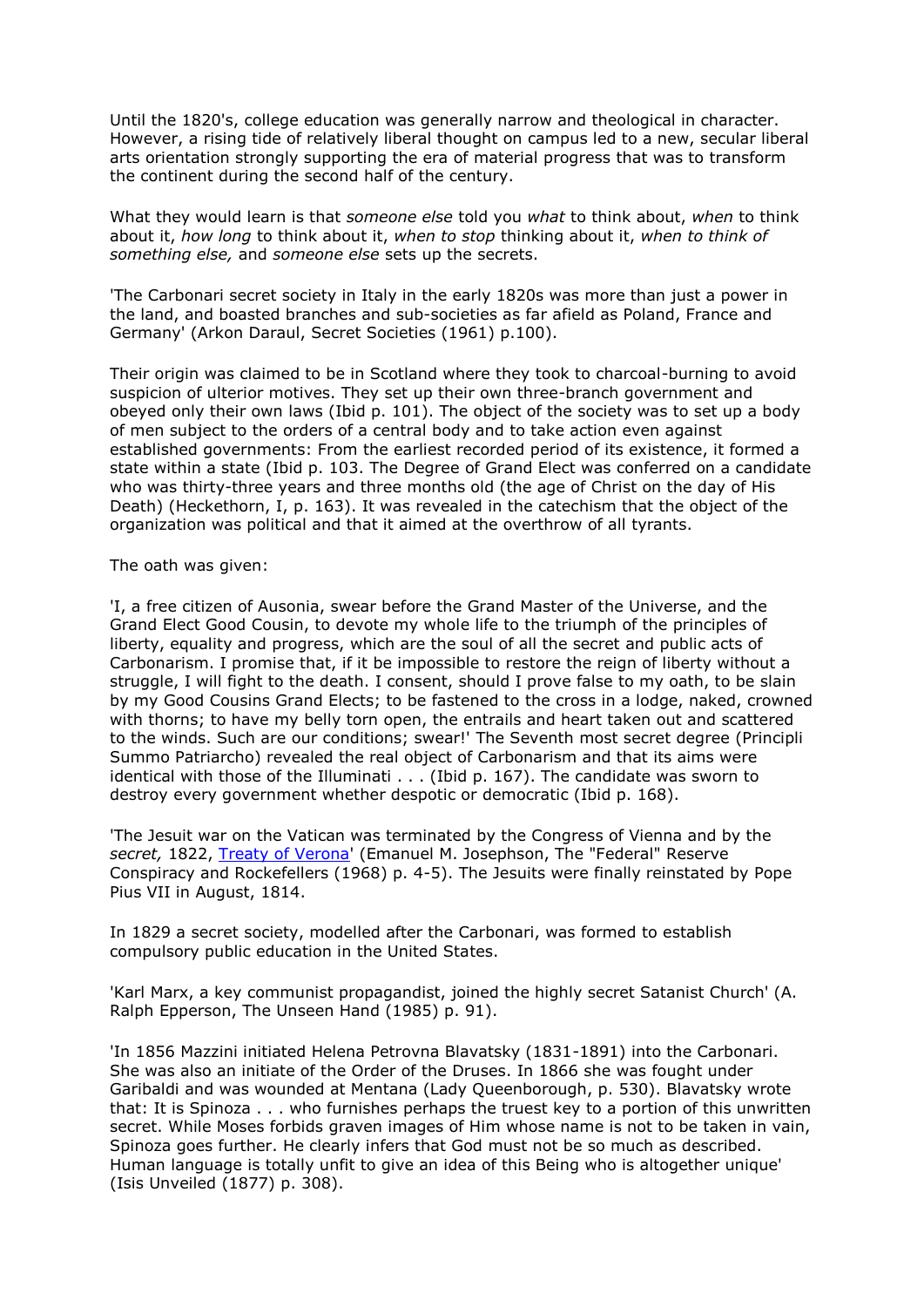Until the 1820's, college education was generally narrow and theological in character. However, a rising tide of relatively liberal thought on campus led to a new, secular liberal arts orientation strongly supporting the era of material progress that was to transform the continent during the second half of the century.

What they would learn is that *someone else* told you *what* to think about, *when* to think about it, *how long* to think about it, *when to stop* thinking about it, *when to think of something else,* and *someone else* sets up the secrets.

'The Carbonari secret society in Italy in the early 1820s was more than just a power in the land, and boasted branches and sub-societies as far afield as Poland, France and Germany' (Arkon Daraul, Secret Societies (1961) p.100).

Their origin was claimed to be in Scotland where they took to charcoal-burning to avoid suspicion of ulterior motives. They set up their own three-branch government and obeyed only their own laws (Ibid p. 101). The object of the society was to set up a body of men subject to the orders of a central body and to take action even against established governments: From the earliest recorded period of its existence, it formed a state within a state (Ibid p. 103. The Degree of Grand Elect was conferred on a candidate who was thirty-three years and three months old (the age of Christ on the day of His Death) (Heckethorn, I, p. 163). It was revealed in the catechism that the object of the organization was political and that it aimed at the overthrow of all tyrants.

The oath was given:

'I, a free citizen of Ausonia, swear before the Grand Master of the Universe, and the Grand Elect Good Cousin, to devote my whole life to the triumph of the principles of liberty, equality and progress, which are the soul of all the secret and public acts of Carbonarism. I promise that, if it be impossible to restore the reign of liberty without a struggle, I will fight to the death. I consent, should I prove false to my oath, to be slain by my Good Cousins Grand Elects; to be fastened to the cross in a lodge, naked, crowned with thorns; to have my belly torn open, the entrails and heart taken out and scattered to the winds. Such are our conditions; swear!' The Seventh most secret degree (Principli Summo Patriarcho) revealed the real object of Carbonarism and that its aims were identical with those of the Illuminati . . . (Ibid p. 167). The candidate was sworn to destroy every government whether despotic or democratic (Ibid p. 168).

'The Jesuit war on the Vatican was terminated by the Congress of Vienna and by the *secret,* 1822, Treaty of Verona' (Emanuel M. Josephson, The "Federal" Reserve Conspiracy and Rockefellers (1968) p. 4-5). The Jesuits were finally reinstated by Pope Pius VII in August, 1814.

In 1829 a secret society, modelled after the Carbonari, was formed to establish compulsory public education in the United States.

'Karl Marx, a key communist propagandist, joined the highly secret Satanist Church' (A. Ralph Epperson, The Unseen Hand (1985) p. 91).

'In 1856 Mazzini initiated Helena Petrovna Blavatsky (1831-1891) into the Carbonari. She was also an initiate of the Order of the Druses. In 1866 she was fought under Garibaldi and was wounded at Mentana (Lady Queenborough, p. 530). Blavatsky wrote that: It is Spinoza . . . who furnishes perhaps the truest key to a portion of this unwritten secret. While Moses forbids graven images of Him whose name is not to be taken in vain, Spinoza goes further. He clearly infers that God must not be so much as described. Human language is totally unfit to give an idea of this Being who is altogether unique' (Isis Unveiled (1877) p. 308).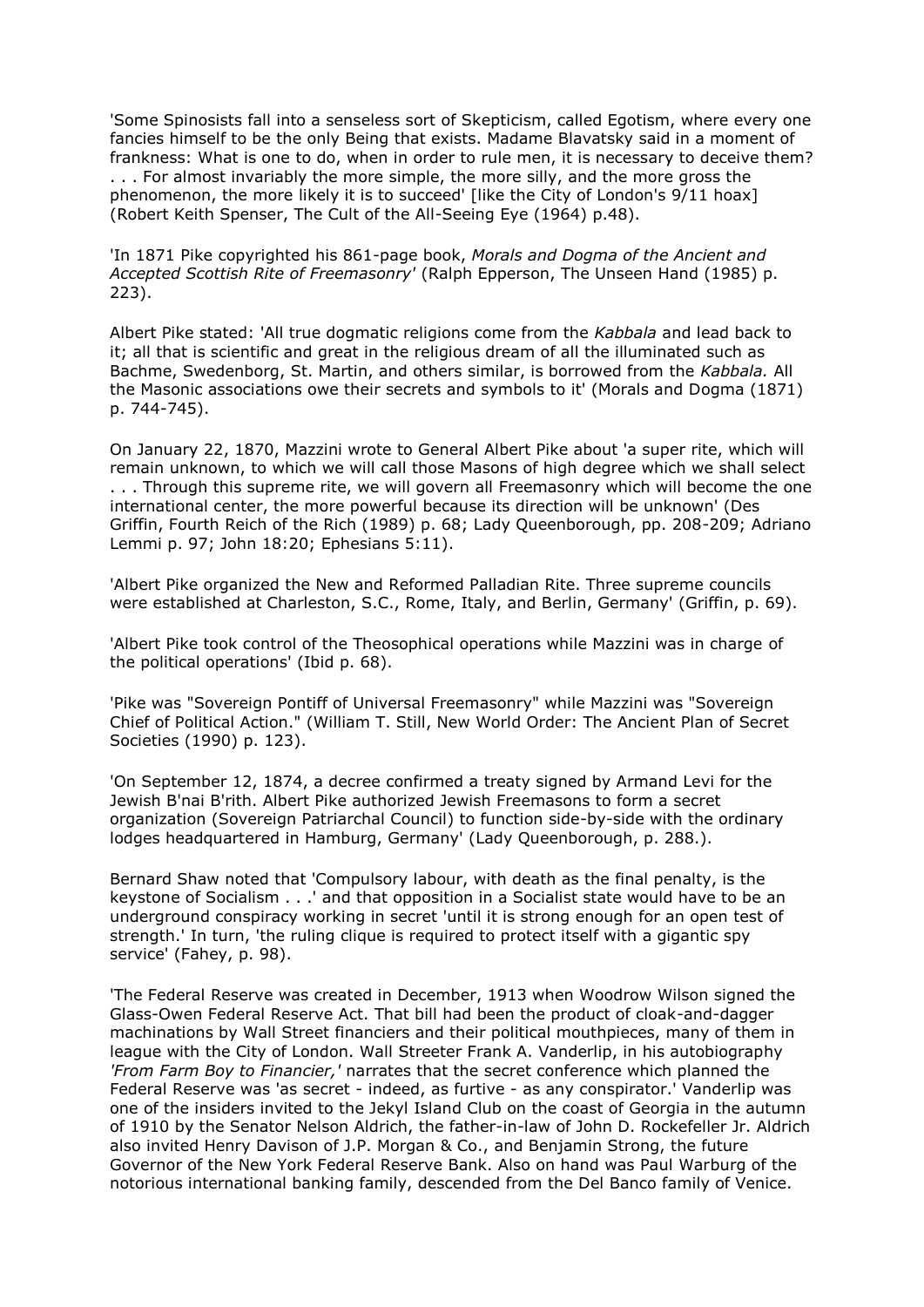'Some Spinosists fall into a senseless sort of Skepticism, called Egotism, where every one fancies himself to be the only Being that exists. Madame Blavatsky said in a moment of frankness: What is one to do, when in order to rule men, it is necessary to deceive them? . . . For almost invariably the more simple, the more silly, and the more gross the phenomenon, the more likely it is to succeed' [like the City of London's 9/11 hoax] (Robert Keith Spenser, The Cult of the All-Seeing Eye (1964) p.48).

'In 1871 Pike copyrighted his 861-page book, *Morals and Dogma of the Ancient and Accepted Scottish Rite of Freemasonry'* (Ralph Epperson, The Unseen Hand (1985) p. 223).

Albert Pike stated: 'All true dogmatic religions come from the *Kabbala* and lead back to it; all that is scientific and great in the religious dream of all the illuminated such as Bachme, Swedenborg, St. Martin, and others similar, is borrowed from the *Kabbala.* All the Masonic associations owe their secrets and symbols to it' (Morals and Dogma (1871) p. 744-745).

On January 22, 1870, Mazzini wrote to General Albert Pike about 'a super rite, which will remain unknown, to which we will call those Masons of high degree which we shall select . . . Through this supreme rite, we will govern all Freemasonry which will become the one international center, the more powerful because its direction will be unknown' (Des Griffin, Fourth Reich of the Rich (1989) p. 68; Lady Queenborough, pp. 208-209; Adriano Lemmi p. 97; John 18:20; Ephesians 5:11).

'Albert Pike organized the New and Reformed Palladian Rite. Three supreme councils were established at Charleston, S.C., Rome, Italy, and Berlin, Germany' (Griffin, p. 69).

'Albert Pike took control of the Theosophical operations while Mazzini was in charge of the political operations' (Ibid p. 68).

'Pike was "Sovereign Pontiff of Universal Freemasonry" while Mazzini was "Sovereign Chief of Political Action." (William T. Still, New World Order: The Ancient Plan of Secret Societies (1990) p. 123).

'On September 12, 1874, a decree confirmed a treaty signed by Armand Levi for the Jewish B'nai B'rith. Albert Pike authorized Jewish Freemasons to form a secret organization (Sovereign Patriarchal Council) to function side-by-side with the ordinary lodges headquartered in Hamburg, Germany' (Lady Queenborough, p. 288.).

Bernard Shaw noted that 'Compulsory labour, with death as the final penalty, is the keystone of Socialism . . .' and that opposition in a Socialist state would have to be an underground conspiracy working in secret 'until it is strong enough for an open test of strength.' In turn, 'the ruling clique is required to protect itself with a gigantic spy service' (Fahey, p. 98).

'The Federal Reserve was created in December, 1913 when Woodrow Wilson signed the Glass-Owen Federal Reserve Act. That bill had been the product of cloak-and-dagger machinations by Wall Street financiers and their political mouthpieces, many of them in league with the City of London. Wall Streeter Frank A. Vanderlip, in his autobiography *'From Farm Boy to Financier,'* narrates that the secret conference which planned the Federal Reserve was 'as secret - indeed, as furtive - as any conspirator.' Vanderlip was one of the insiders invited to the Jekyl Island Club on the coast of Georgia in the autumn of 1910 by the Senator Nelson Aldrich, the father-in-law of John D. Rockefeller Jr. Aldrich also invited Henry Davison of J.P. Morgan & Co., and Benjamin Strong, the future Governor of the New York Federal Reserve Bank. Also on hand was Paul Warburg of the notorious international banking family, descended from the Del Banco family of Venice.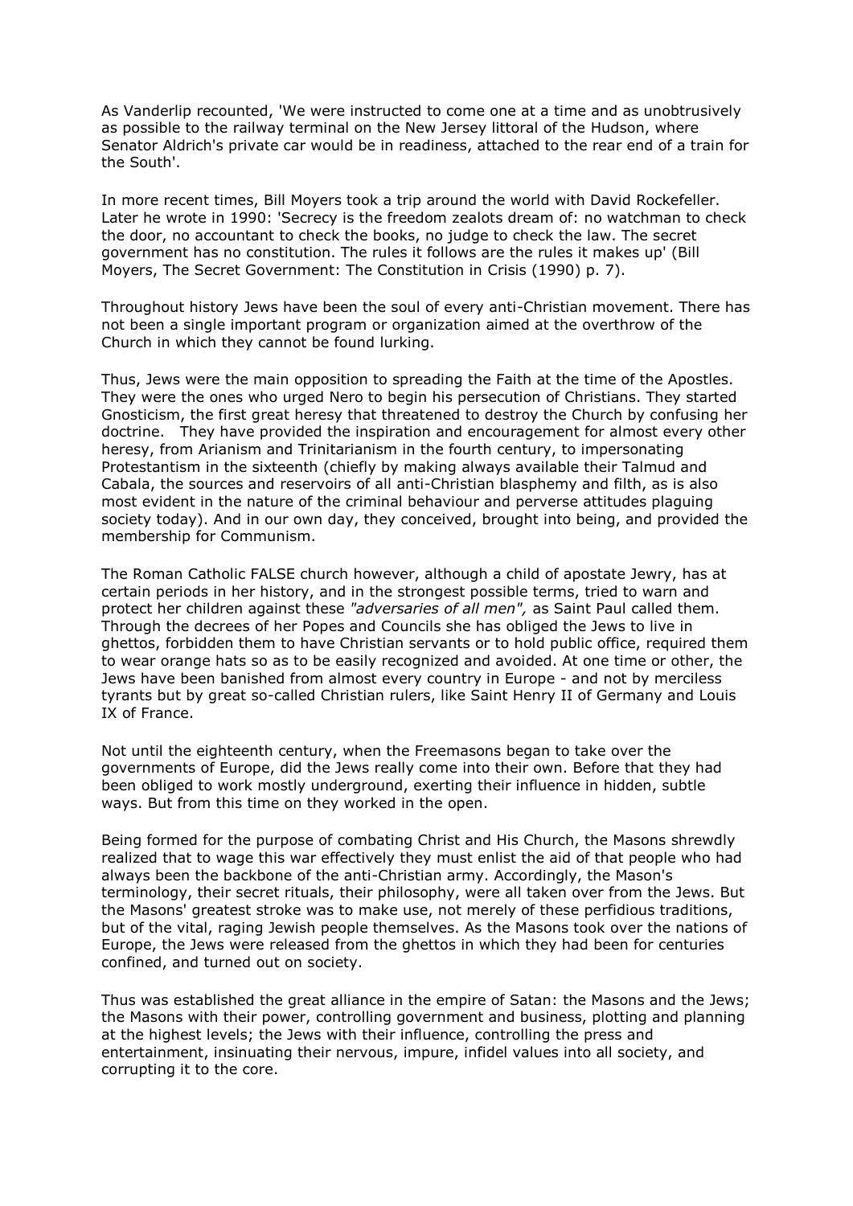As Vanderlip recounted, 'We were instructed to come one at a time and as unobtrusively as possible to the railway terminal on the New Jersey littoral of the Hudson, where Senator Aldrich's private car would be in readiness, attached to the rear end of a train for the South'.

In more recent times, Bill Moyers took a trip around the world with David Rockefeller. Later he wrote in 1990: 'Secrecy is the freedom zealots dream of: no watchman to check the door, no accountant to check the books, no judge to check the law. The secret government has no constitution. The rules it follows are the rules it makes up' (Bill Moyers, The Secret Government: The Constitution in Crisis (1990) p. 7).

Throughout history Jews have been the soul of every anti-Christian movement. There has not been a single important program or organization aimed at the overthrow of the Church in which they cannot be found lurking.

Thus, Jews were the main opposition to spreading the Faith at the time of the Apostles. They were the ones who urged Nero to begin his persecution of Christians. They started Gnosticism, the first great heresy that threatened to destroy the Church by confusing her doctrine. They have provided the inspiration and encouragement for almost every other heresy, from Arianism and Trinitarianism in the fourth century, to impersonating Protestantism in the sixteenth (chiefly by making always available their Talmud and Cabala, the sources and reservoirs of all anti-Christian blasphemy and filth, as is also most evident in the nature of the criminal behaviour and perverse attitudes plaguing society today). And in our own day, they conceived, brought into being, and provided the membership for Communism.

The Roman Catholic FALSE church however, although a child of apostate Jewry, has at certain periods in her history, and in the strongest possible terms, tried to warn and protect her children against these *"adversaries of all men",* as Saint Paul called them. Through the decrees of her Popes and Councils she has obliged the Jews to live in ghettos, forbidden them to have Christian servants or to hold public office, required them to wear orange hats so as to be easily recognized and avoided. At one time or other, the Jews have been banished from almost every country in Europe - and not by merciless tyrants but by great so-called Christian rulers, like Saint Henry II of Germany and Louis IX of France.

Not until the eighteenth century, when the Freemasons began to take over the governments of Europe, did the Jews really come into their own. Before that they had been obliged to work mostly underground, exerting their influence in hidden, subtle ways. But from this time on they worked in the open.

Being formed for the purpose of combating Christ and His Church, the Masons shrewdly realized that to wage this war effectively they must enlist the aid of that people who had always been the backbone of the anti-Christian army. Accordingly, the Mason's terminology, their secret rituals, their philosophy, were all taken over from the Jews. But the Masons' greatest stroke was to make use, not merely of these perfidious traditions, but of the vital, raging Jewish people themselves. As the Masons took over the nations of Europe, the Jews were released from the ghettos in which they had been for centuries confined, and turned out on society.

Thus was established the great alliance in the empire of Satan: the Masons and the Jews; the Masons with their power, controlling government and business, plotting and planning at the highest levels; the Jews with their influence, controlling the press and entertainment, insinuating their nervous, impure, infidel values into all society, and corrupting it to the core.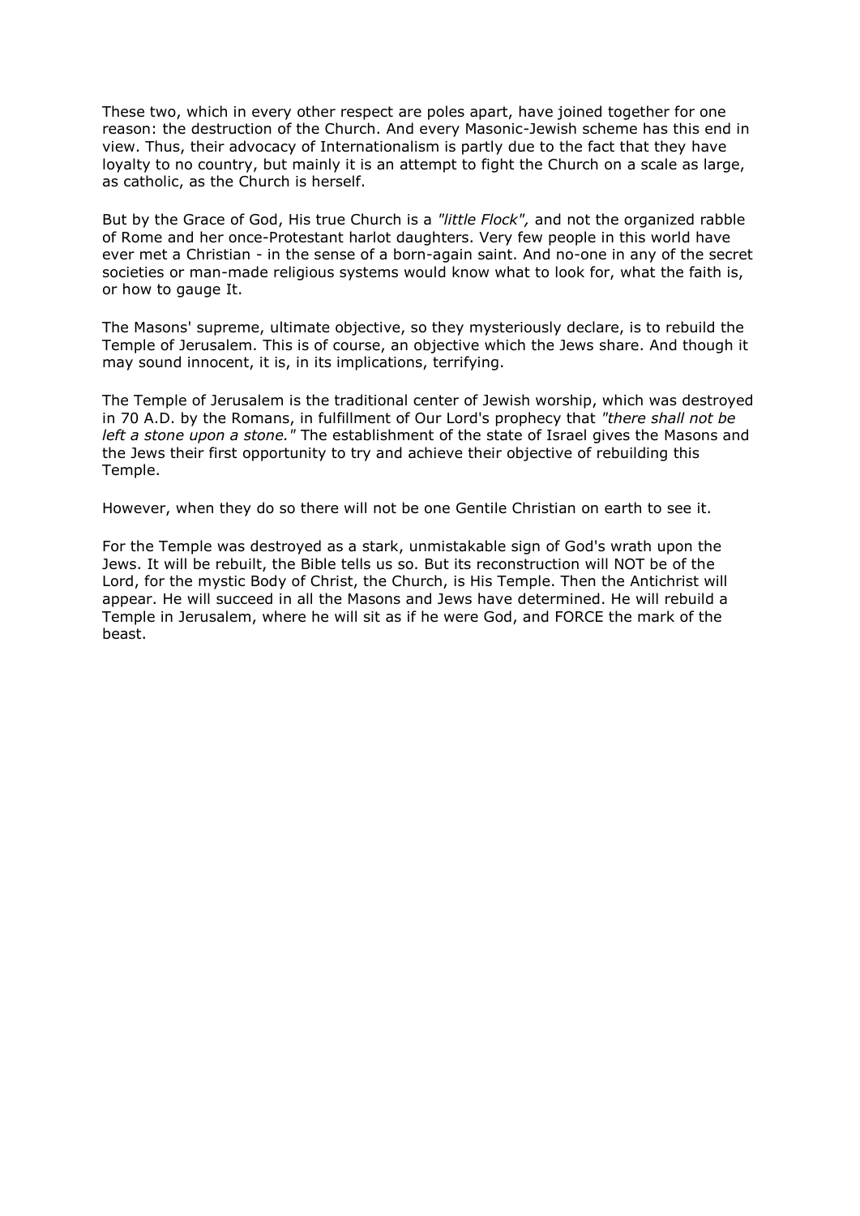These two, which in every other respect are poles apart, have joined together for one reason: the destruction of the Church. And every Masonic-Jewish scheme has this end in view. Thus, their advocacy of Internationalism is partly due to the fact that they have loyalty to no country, but mainly it is an attempt to fight the Church on a scale as large, as catholic, as the Church is herself.

But by the Grace of God, His true Church is a *"little Flock",* and not the organized rabble of Rome and her once-Protestant harlot daughters. Very few people in this world have ever met a Christian - in the sense of a born-again saint. And no-one in any of the secret societies or man-made religious systems would know what to look for, what the faith is, or how to gauge It.

The Masons' supreme, ultimate objective, so they mysteriously declare, is to rebuild the Temple of Jerusalem. This is of course, an objective which the Jews share. And though it may sound innocent, it is, in its implications, terrifying.

The Temple of Jerusalem is the traditional center of Jewish worship, which was destroyed in 70 A.D. by the Romans, in fulfillment of Our Lord's prophecy that *"there shall not be left a stone upon a stone."* The establishment of the state of Israel gives the Masons and the Jews their first opportunity to try and achieve their objective of rebuilding this Temple.

However, when they do so there will not be one Gentile Christian on earth to see it.

For the Temple was destroyed as a stark, unmistakable sign of God's wrath upon the Jews. It will be rebuilt, the Bible tells us so. But its reconstruction will NOT be of the Lord, for the mystic Body of Christ, the Church, is His Temple. Then the Antichrist will appear. He will succeed in all the Masons and Jews have determined. He will rebuild a Temple in Jerusalem, where he will sit as if he were God, and FORCE the mark of the beast.